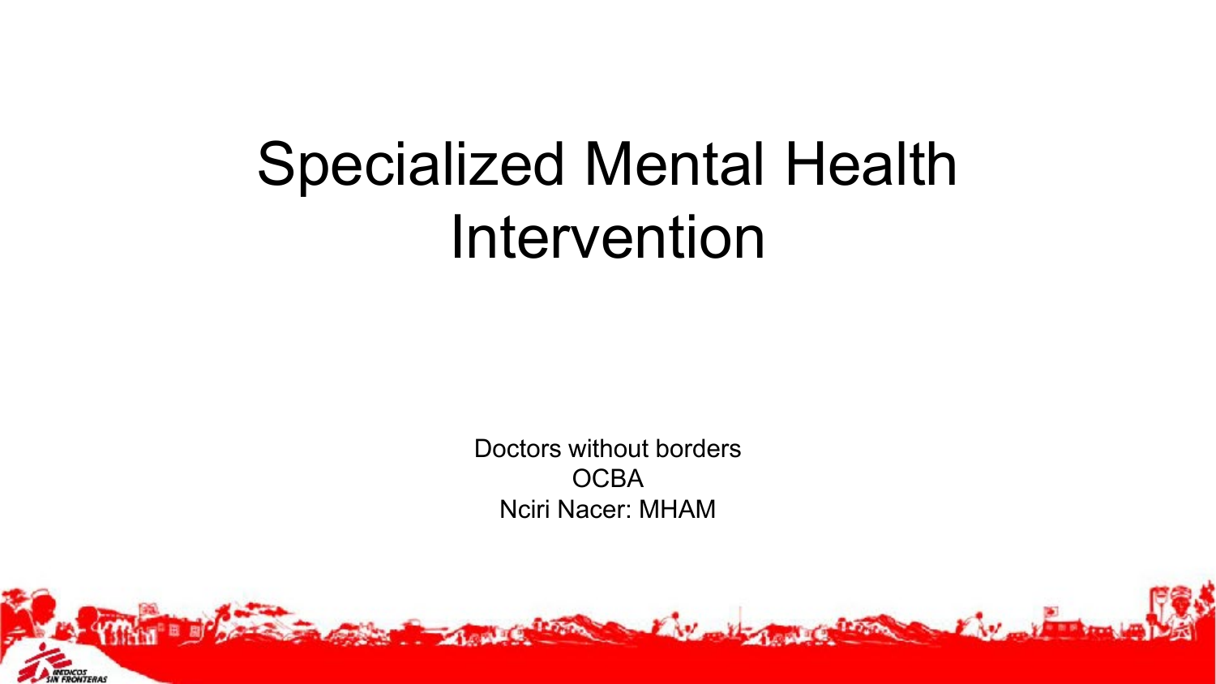# Specialized Mental Health Intervention

Doctors without borders
OCBA
Nciri Nacer: MHAM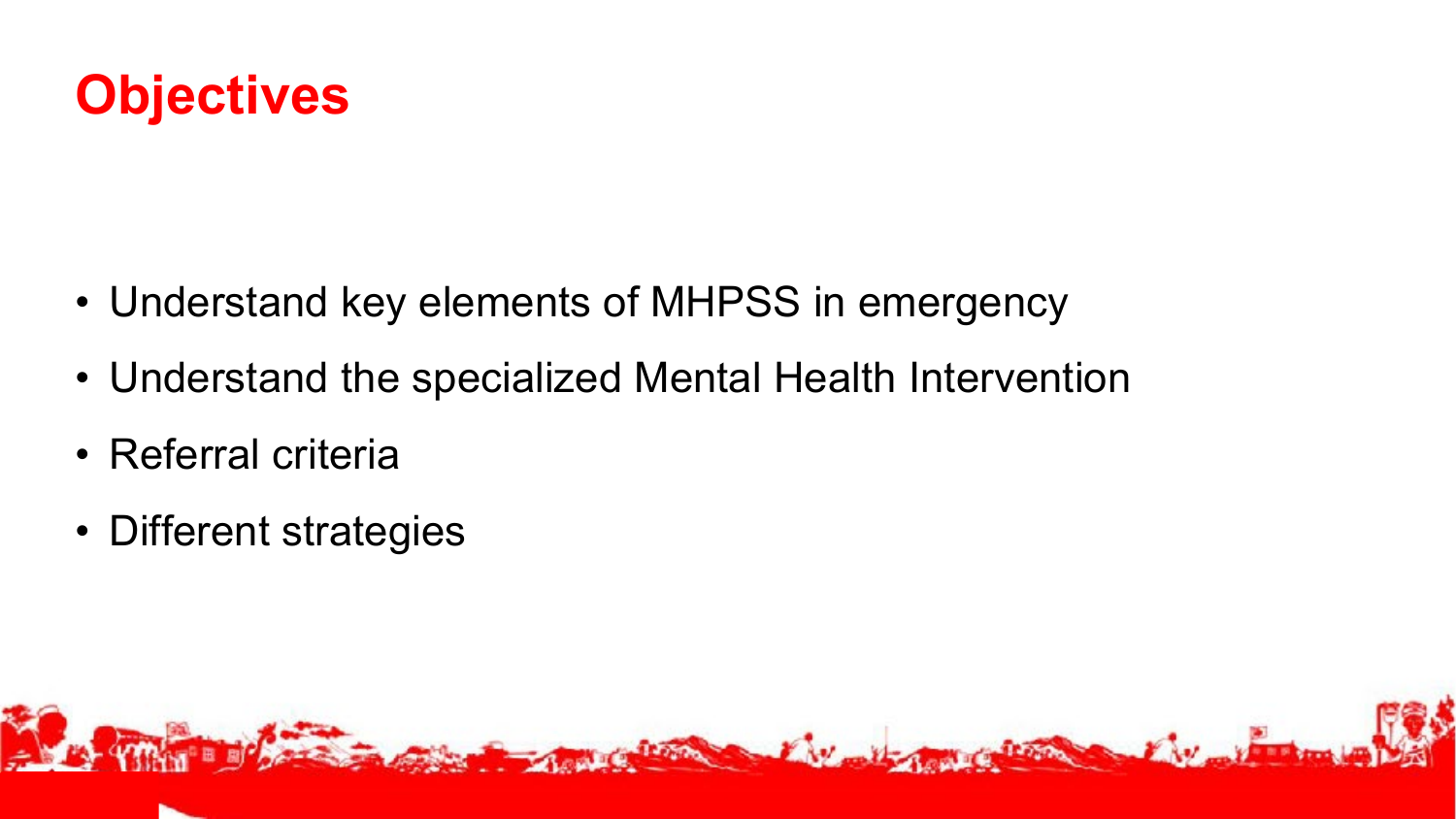# Objectives

- Understand key elements of MHPSS in emergency
- Understand the specialized Mental Health Intervention
- Referral criteria
- Different strategies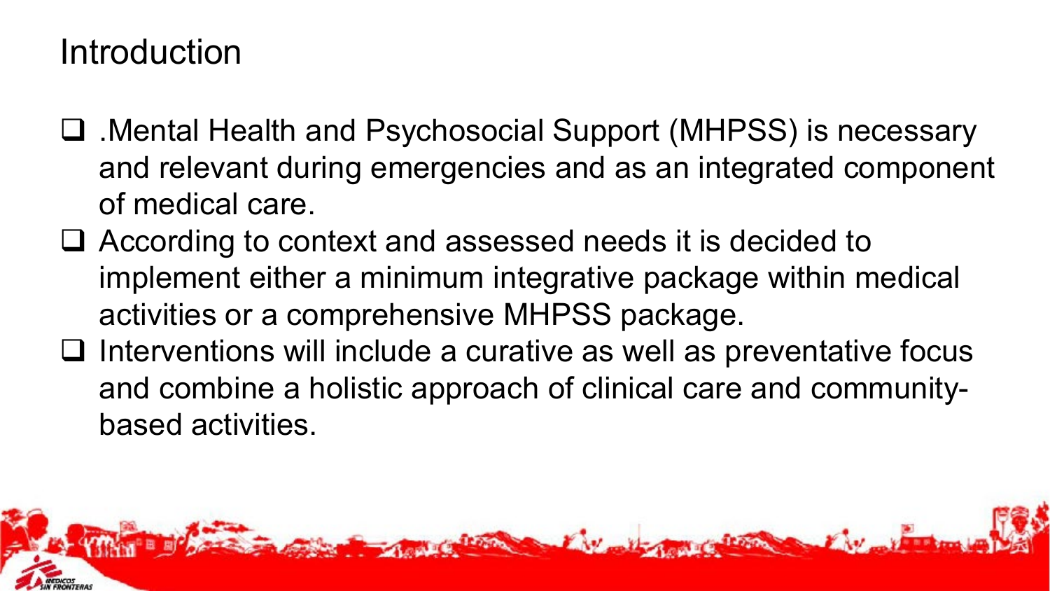# Introduction

- .Mental Health and Psychosocial Support (MHPSS) is necessary and relevant during emergencies and as an integrated component of medical care.
- According to context and assessed needs it is decided to implement either a minimum integrative package within medical activities or a comprehensive MHPSS package.
- Interventions will include a curative as well as preventative focus and combine a holistic approach of clinical care and community-based activities.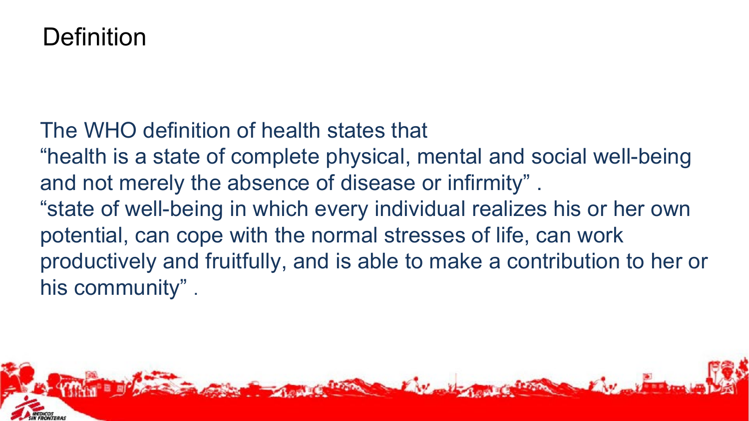# Definition

The WHO definition of health states that
"health is a state of complete physical, mental and social well-being and not merely the absence of disease or infirmity" .
"state of well-being in which every individual realizes his or her own potential, can cope with the normal stresses of life, can work productively and fruitfully, and is able to make a contribution to her or his community" .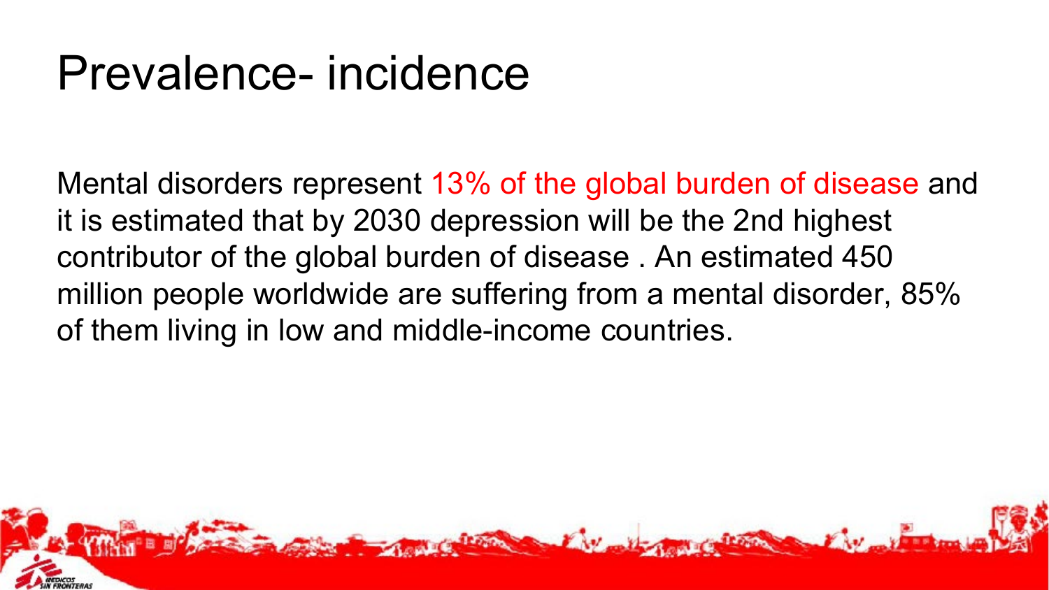# Prevalence- incidence

Mental disorders represent 13% of the global burden of disease and it is estimated that by 2030 depression will be the 2nd highest contributor of the global burden of disease . An estimated 450 million people worldwide are suffering from a mental disorder, 85% of them living in low and middle-income countries.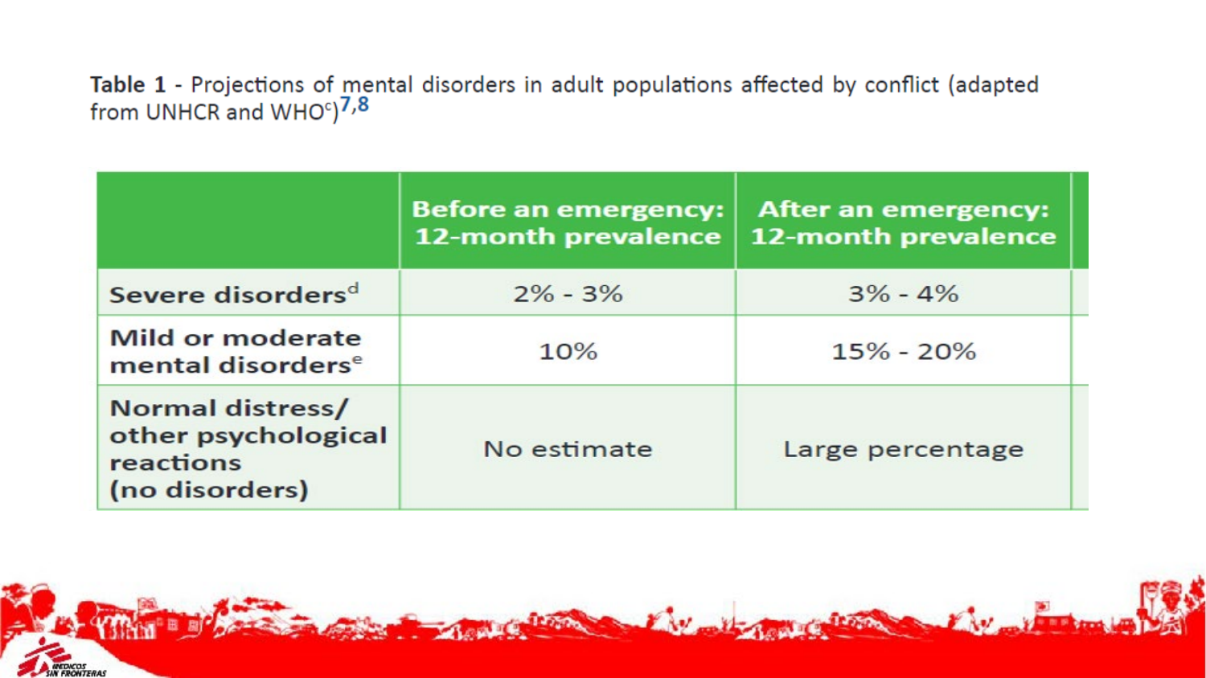**Table 1** - Projections of mental disorders in adult populations affected by conflict (adapted from UNHCR and WHO[c])[7,8]

| | Before an emergency: 12-month prevalence | After an emergency: 12-month prevalence |
|---|---|---|
| Severe disorders[d] | 2% - 3% | 3% - 4% |
| Mild or moderate mental disorders[e] | 10% | 15% - 20% |
| Normal distress/ other psychological reactions (no disorders) | No estimate | Large percentage |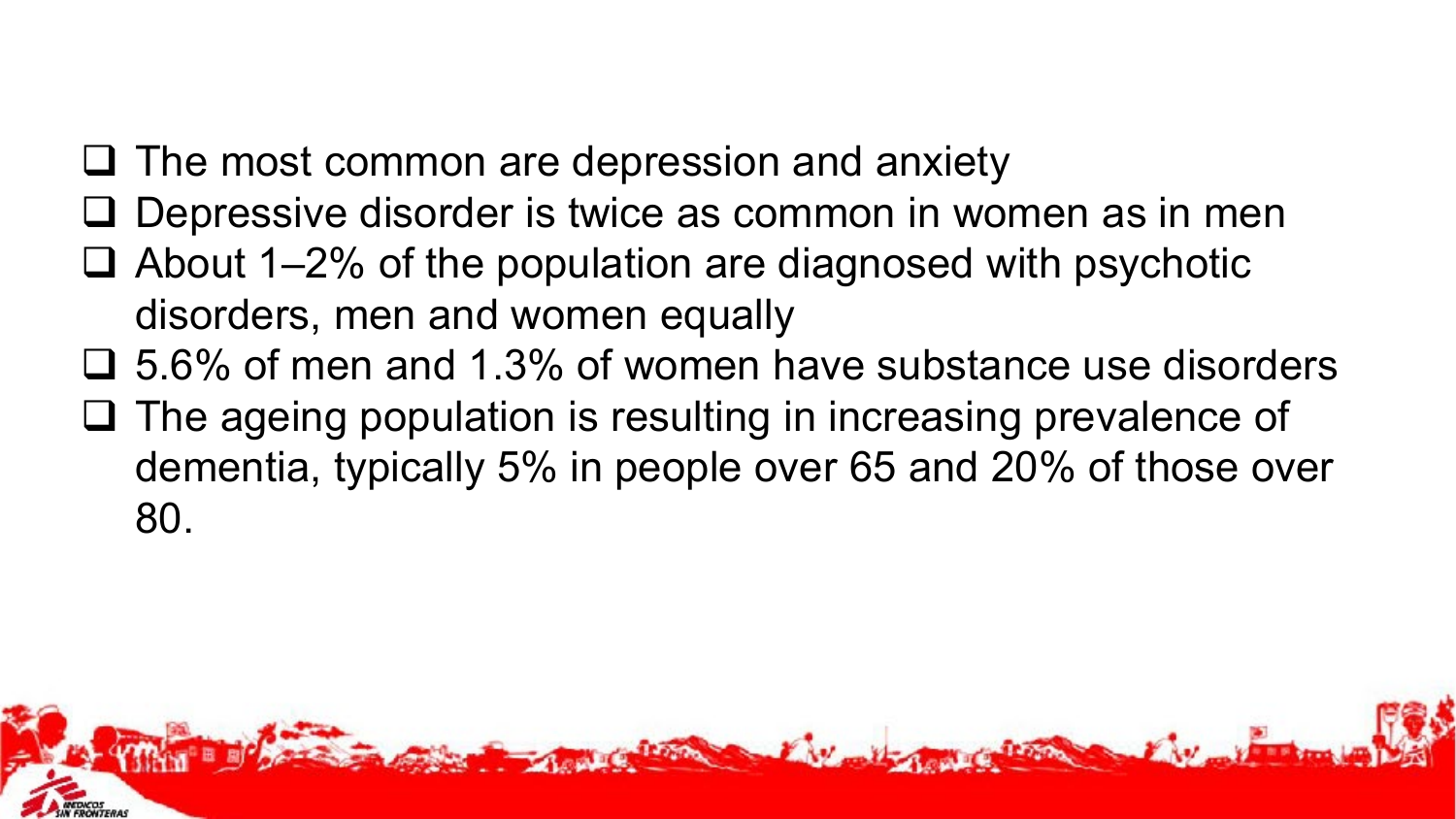- The most common are depression and anxiety
- Depressive disorder is twice as common in women as in men
- About 1–2% of the population are diagnosed with psychotic disorders, men and women equally
- 5.6% of men and 1.3% of women have substance use disorders
- The ageing population is resulting in increasing prevalence of dementia, typically 5% in people over 65 and 20% of those over 80.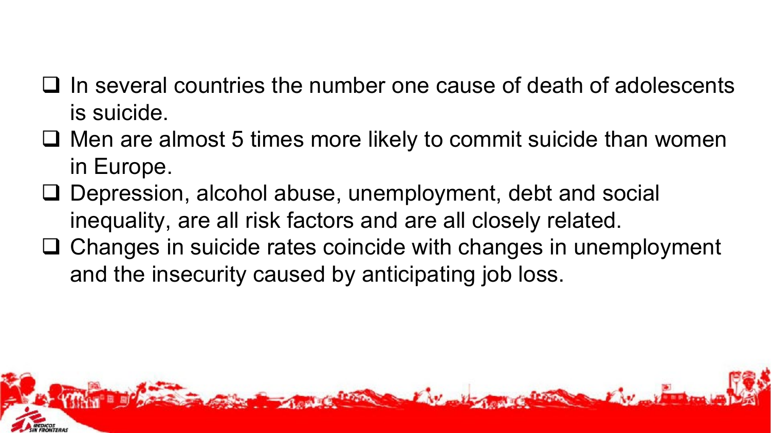- In several countries the number one cause of death of adolescents is suicide.
- Men are almost 5 times more likely to commit suicide than women in Europe.
- Depression, alcohol abuse, unemployment, debt and social inequality, are all risk factors and are all closely related.
- Changes in suicide rates coincide with changes in unemployment and the insecurity caused by anticipating job loss.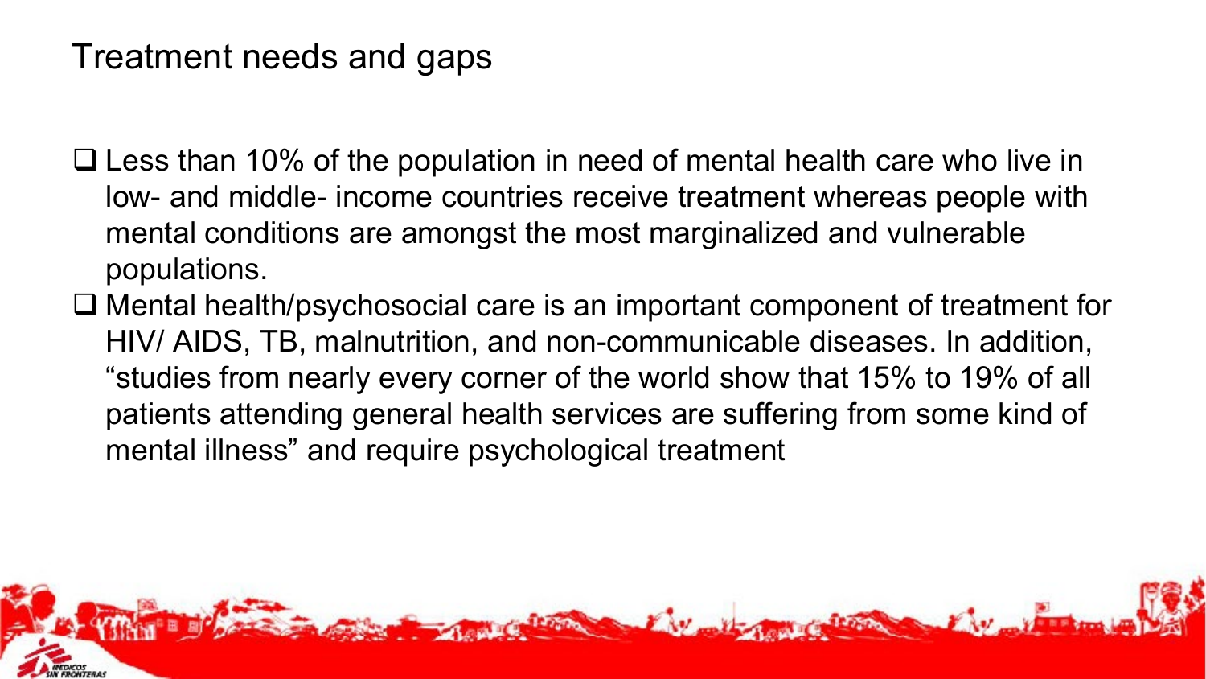# Treatment needs and gaps

- Less than 10% of the population in need of mental health care who live in low- and middle- income countries receive treatment whereas people with mental conditions are amongst the most marginalized and vulnerable populations.
- Mental health/psychosocial care is an important component of treatment for HIV/ AIDS, TB, malnutrition, and non-communicable diseases. In addition, "studies from nearly every corner of the world show that 15% to 19% of all patients attending general health services are suffering from some kind of mental illness" and require psychological treatment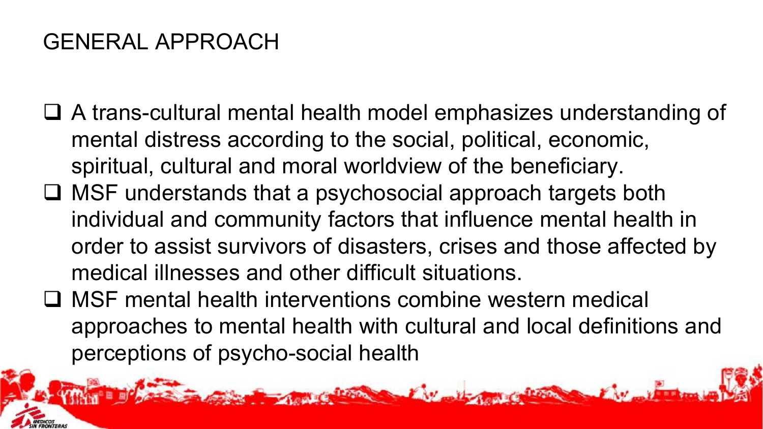# GENERAL APPROACH

- A trans-cultural mental health model emphasizes understanding of mental distress according to the social, political, economic, spiritual, cultural and moral worldview of the beneficiary.
- MSF understands that a psychosocial approach targets both individual and community factors that influence mental health in order to assist survivors of disasters, crises and those affected by medical illnesses and other difficult situations.
- MSF mental health interventions combine western medical approaches to mental health with cultural and local definitions and perceptions of psycho-social health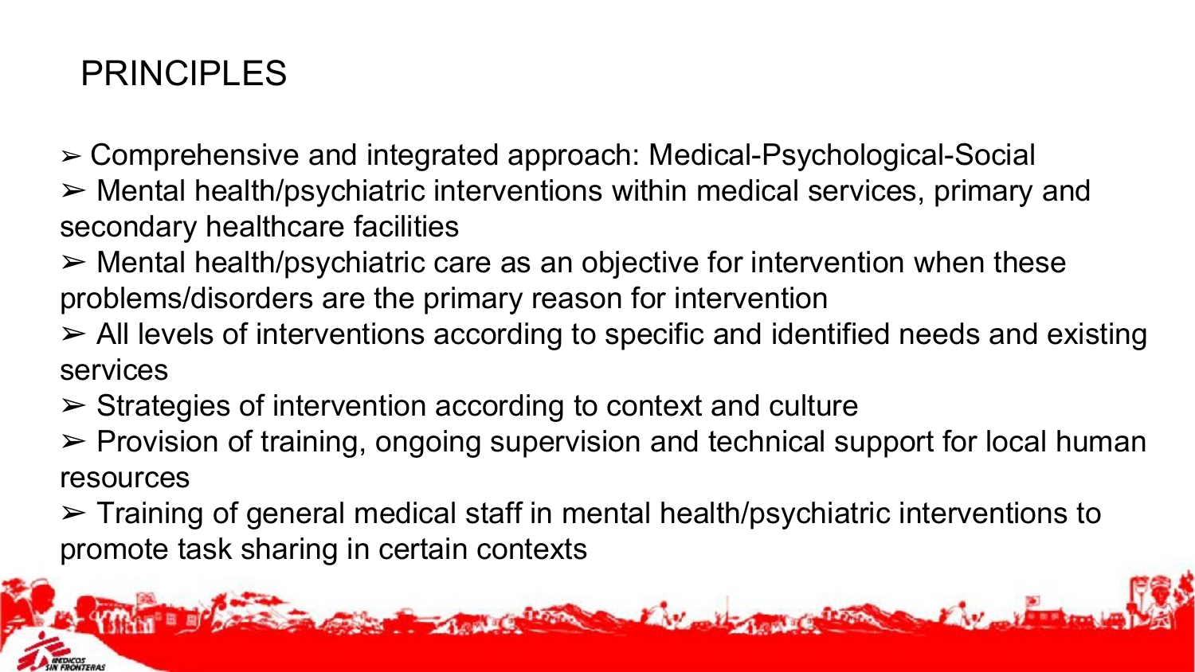# PRINCIPLES

- Comprehensive and integrated approach: Medical-Psychological-Social
- Mental health/psychiatric interventions within medical services, primary and secondary healthcare facilities
- Mental health/psychiatric care as an objective for intervention when these problems/disorders are the primary reason for intervention
- All levels of interventions according to specific and identified needs and existing services
- Strategies of intervention according to context and culture
- Provision of training, ongoing supervision and technical support for local human resources
- Training of general medical staff in mental health/psychiatric interventions to promote task sharing in certain contexts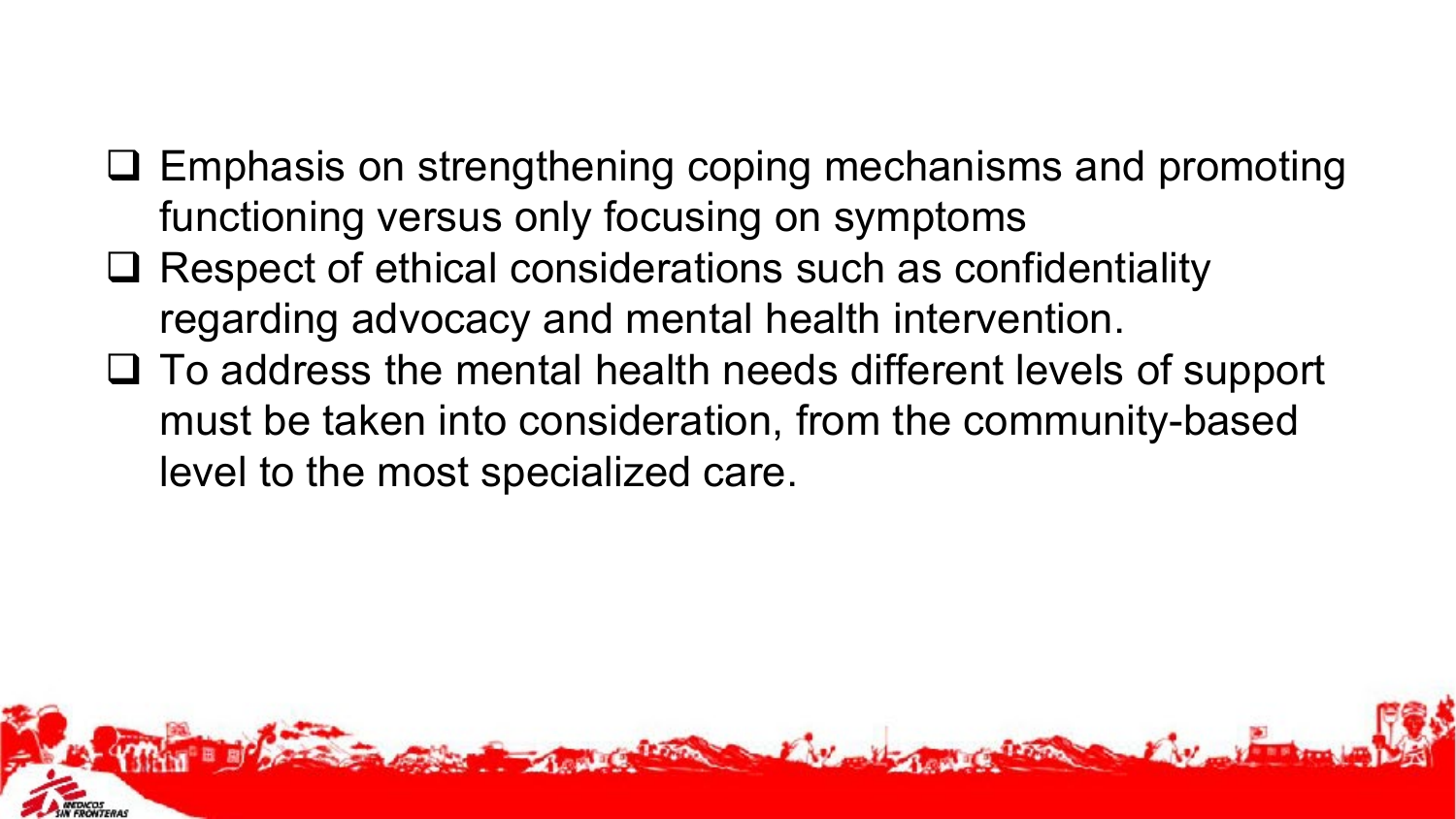- Emphasis on strengthening coping mechanisms and promoting functioning versus only focusing on symptoms
- Respect of ethical considerations such as confidentiality regarding advocacy and mental health intervention.
- To address the mental health needs different levels of support must be taken into consideration, from the community-based level to the most specialized care.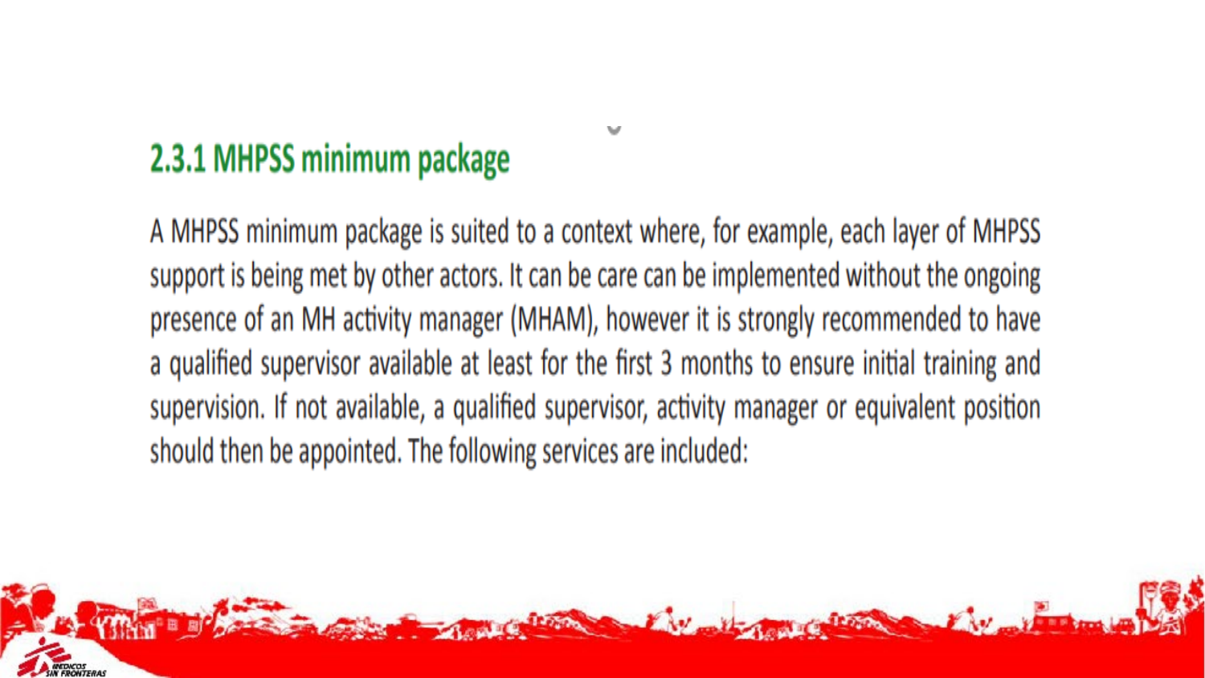### 2.3.1 MHPSS minimum package

A MHPSS minimum package is suited to a context where, for example, each layer of MHPSS support is being met by other actors. It can be care can be implemented without the ongoing presence of an MH activity manager (MHAM), however it is strongly recommended to have a qualified supervisor available at least for the first 3 months to ensure initial training and supervision. If not available, a qualified supervisor, activity manager or equivalent position should then be appointed. The following services are included: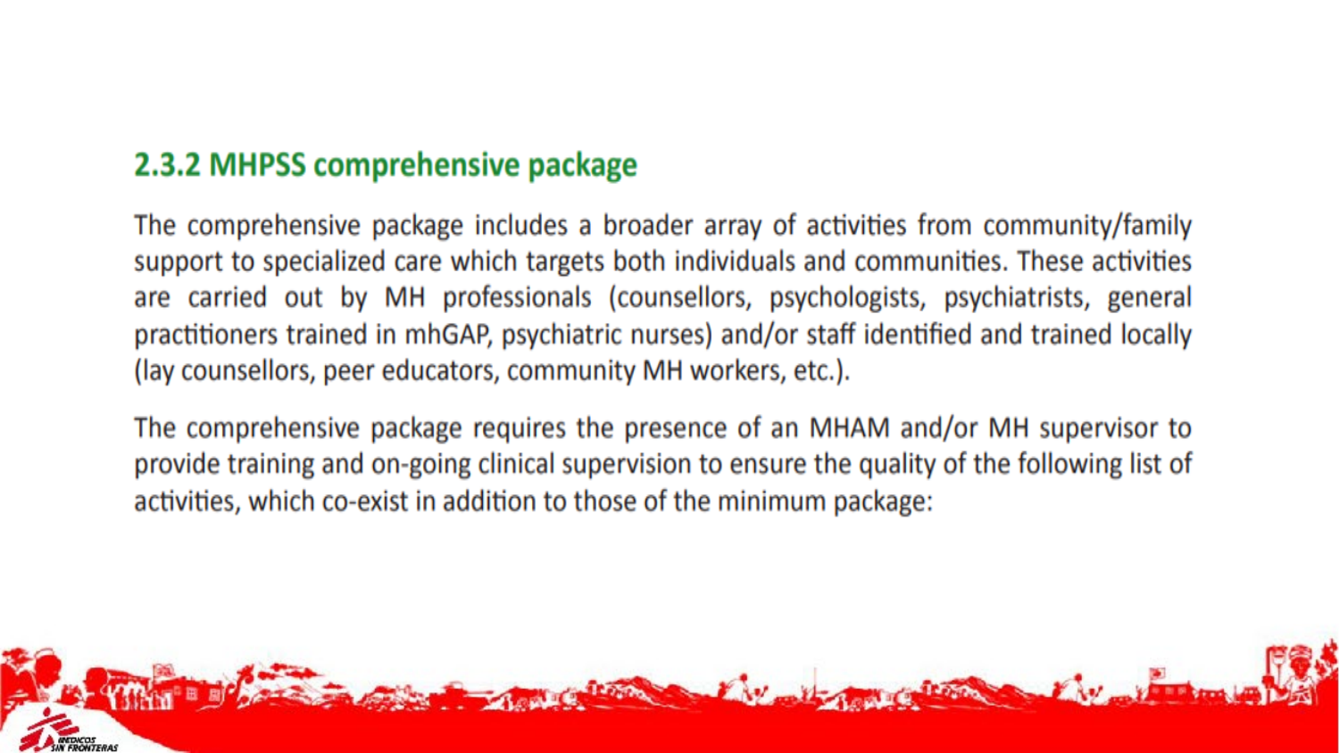## 2.3.2 MHPSS comprehensive package

The comprehensive package includes a broader array of activities from community/family support to specialized care which targets both individuals and communities. These activities are carried out by MH professionals (counsellors, psychologists, psychiatrists, general practitioners trained in mhGAP, psychiatric nurses) and/or staff identified and trained locally (lay counsellors, peer educators, community MH workers, etc.).

The comprehensive package requires the presence of an MHAM and/or MH supervisor to provide training and on-going clinical supervision to ensure the quality of the following list of activities, which co-exist in addition to those of the minimum package: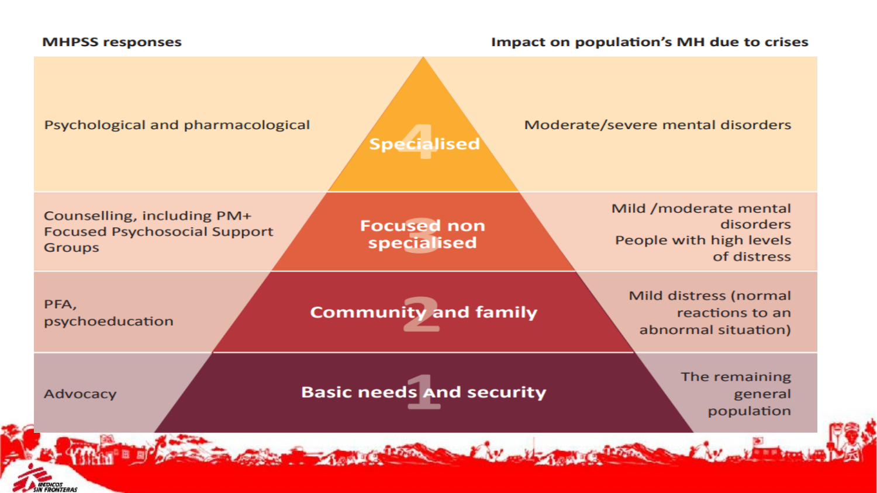| MHPSS responses | Level | Impact on population's MH due to crises |
| --- | --- | --- |
| Psychological and pharmacological | 4 Specialised | Moderate/severe mental disorders |
| Counselling, including PM+ Focused Psychosocial Support Groups | 3 Focused non specialised | Mild /moderate mental disorders People with high levels of distress |
| PFA, psychoeducation | 2 Community and family | Mild distress (normal reactions to an abnormal situation) |
| Advocacy | 1 Basic needs And security | The remaining general population |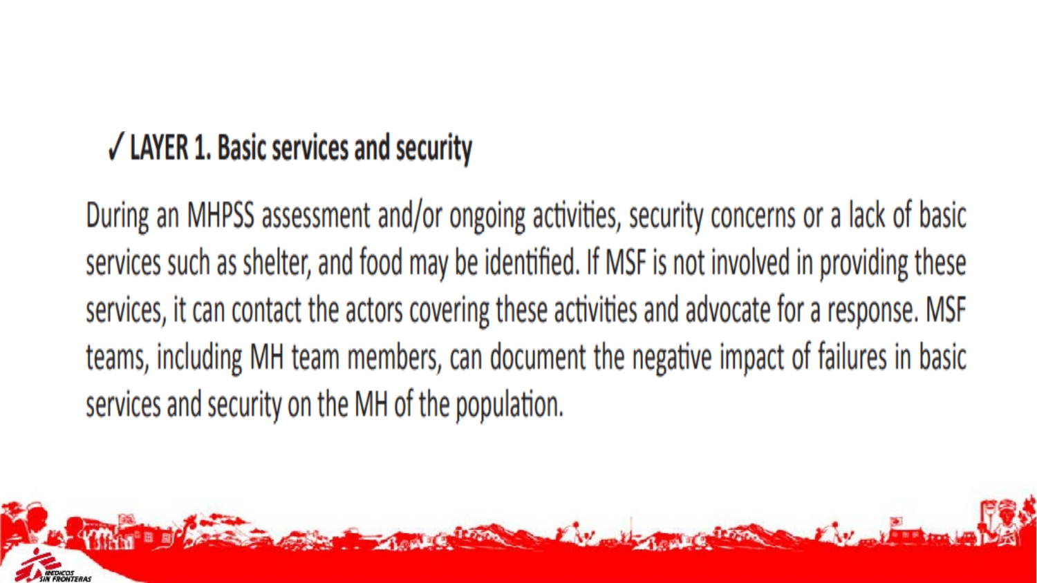## ✓ LAYER 1. Basic services and security

During an MHPSS assessment and/or ongoing activities, security concerns or a lack of basic services such as shelter, and food may be identified. If MSF is not involved in providing these services, it can contact the actors covering these activities and advocate for a response. MSF teams, including MH team members, can document the negative impact of failures in basic services and security on the MH of the population.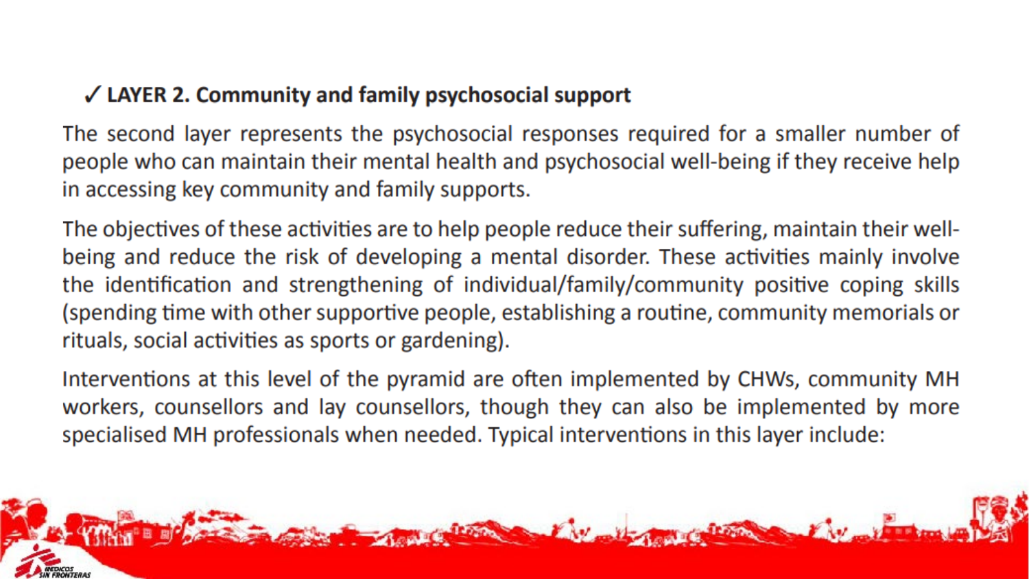### ✓ LAYER 2. Community and family psychosocial support

The second layer represents the psychosocial responses required for a smaller number of people who can maintain their mental health and psychosocial well-being if they receive help in accessing key community and family supports.

The objectives of these activities are to help people reduce their suffering, maintain their well-being and reduce the risk of developing a mental disorder. These activities mainly involve the identification and strengthening of individual/family/community positive coping skills (spending time with other supportive people, establishing a routine, community memorials or rituals, social activities as sports or gardening).

Interventions at this level of the pyramid are often implemented by CHWs, community MH workers, counsellors and lay counsellors, though they can also be implemented by more specialised MH professionals when needed. Typical interventions in this layer include: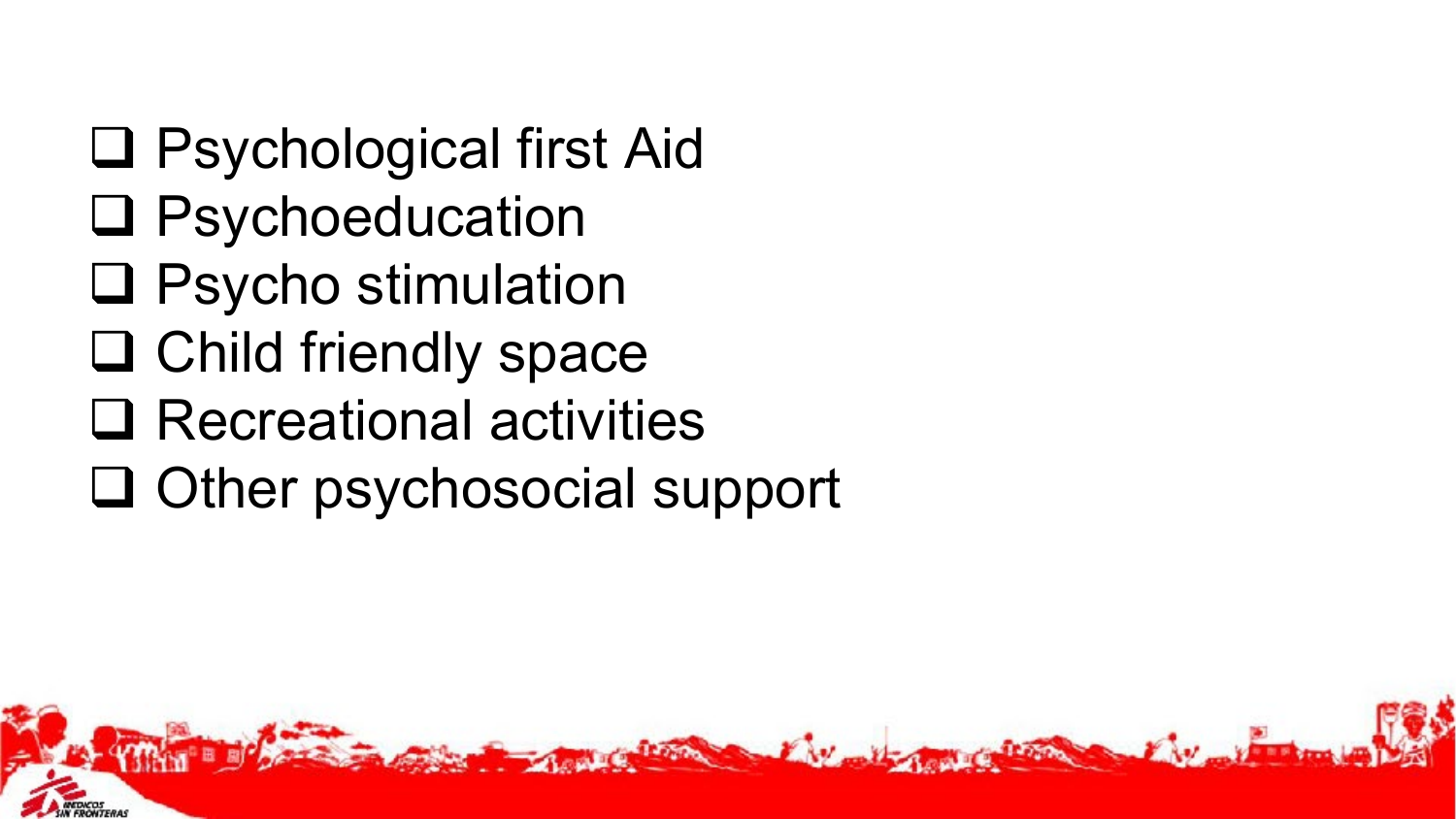- Psychological first Aid
- Psychoeducation
- Psycho stimulation
- Child friendly space
- Recreational activities
- Other psychosocial support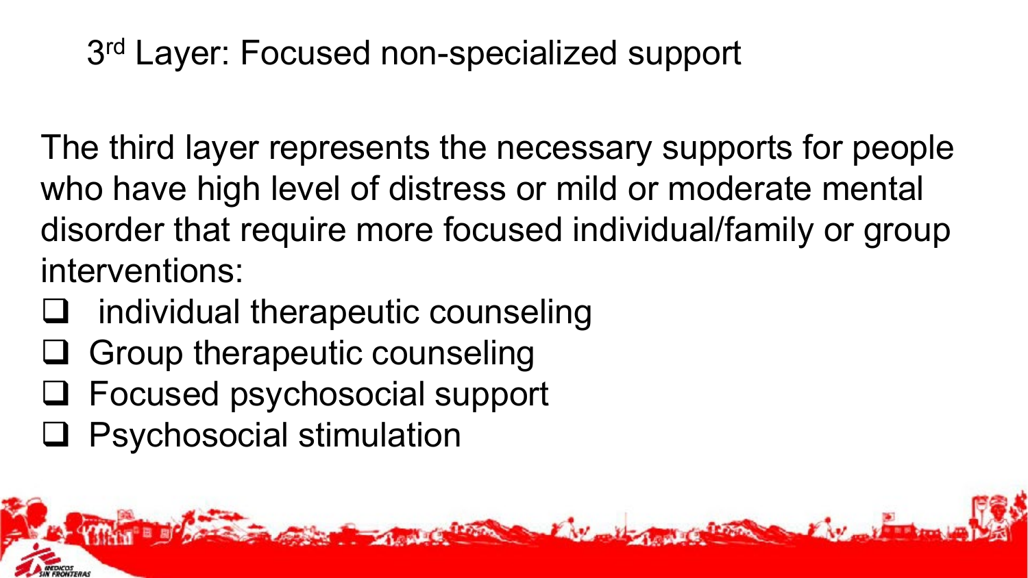# 3rd Layer: Focused non-specialized support

The third layer represents the necessary supports for people who have high level of distress or mild or moderate mental disorder that require more focused individual/family or group interventions:

- individual therapeutic counseling
- Group therapeutic counseling
- Focused psychosocial support
- Psychosocial stimulation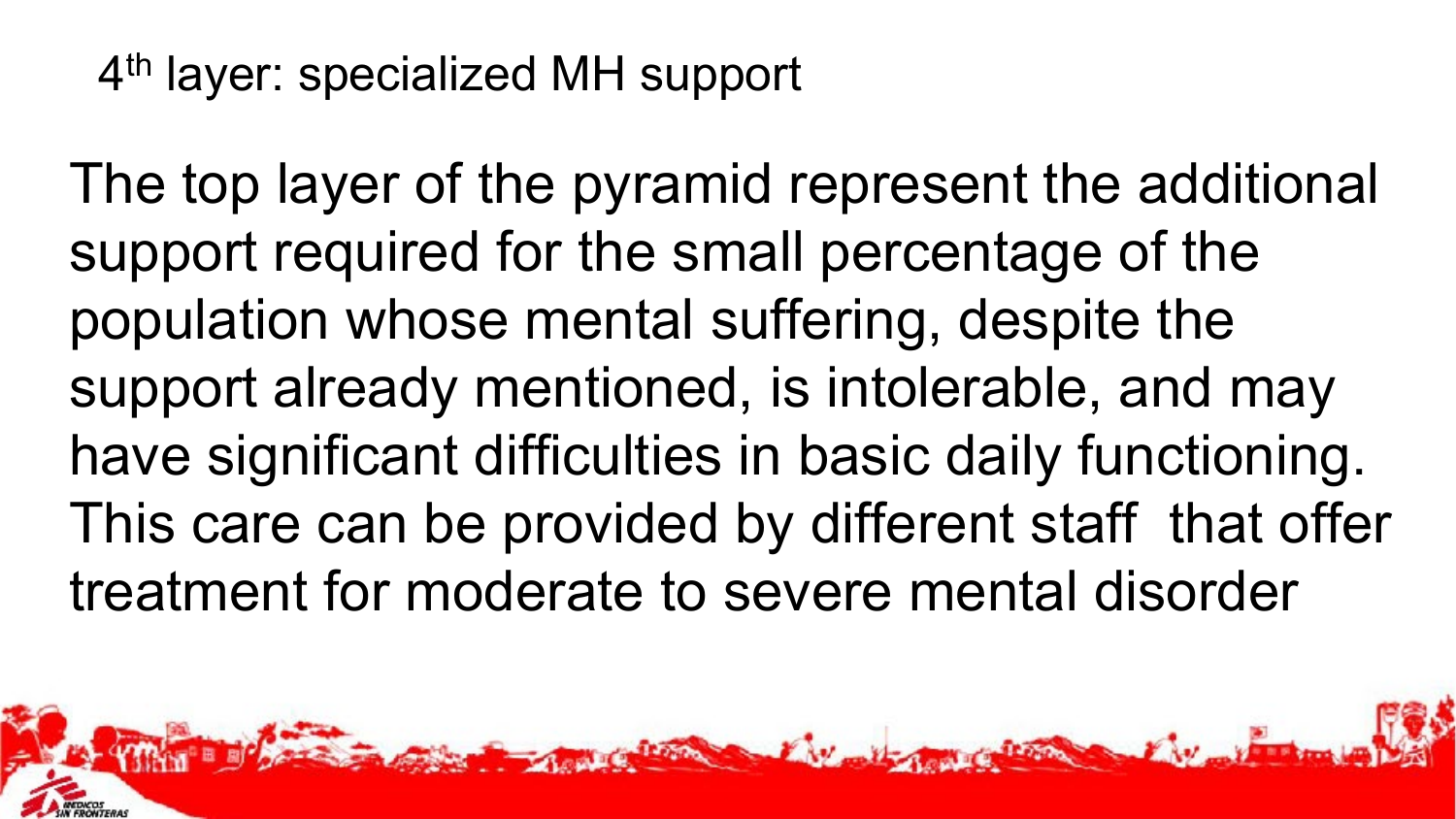## 4th layer: specialized MH support

The top layer of the pyramid represent the additional support required for the small percentage of the population whose mental suffering, despite the support already mentioned, is intolerable, and may have significant difficulties in basic daily functioning. This care can be provided by different staff that offer treatment for moderate to severe mental disorder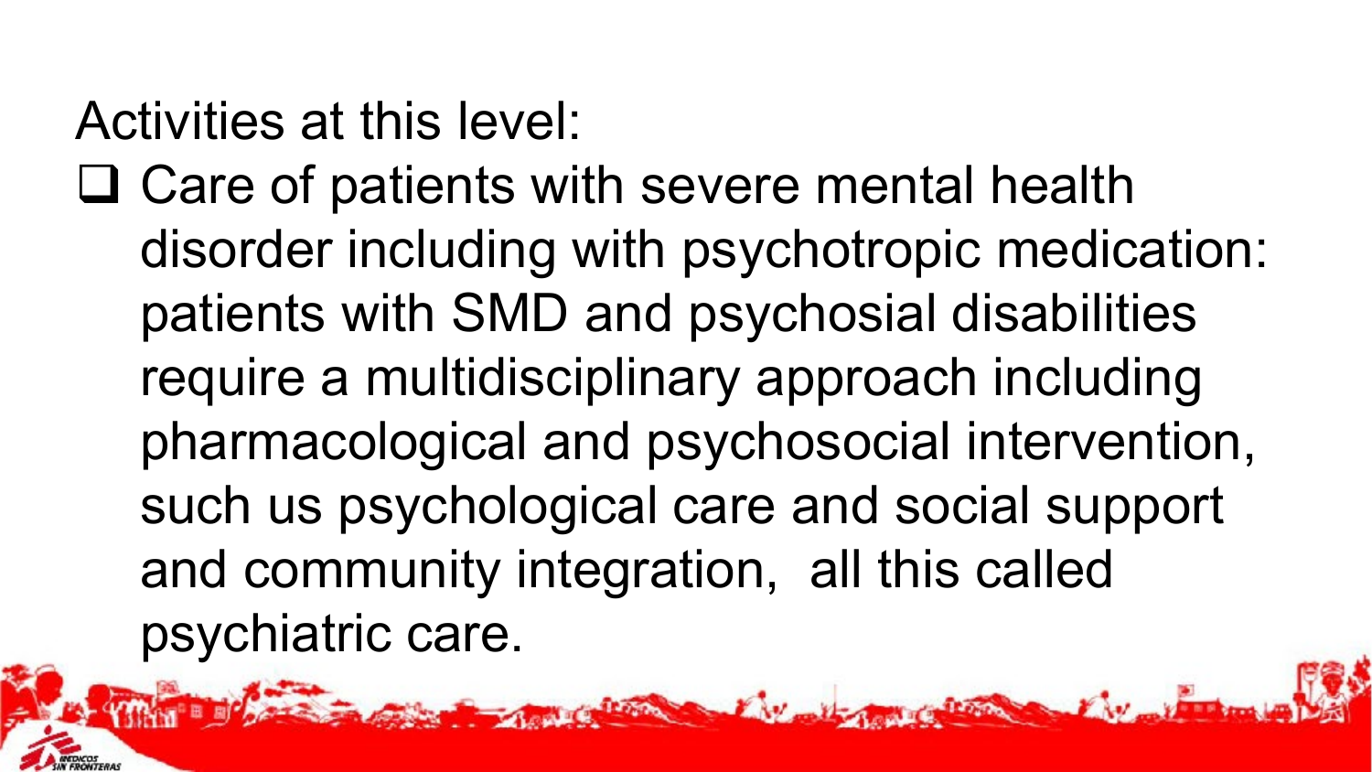Activities at this level:

- Care of patients with severe mental health disorder including with psychotropic medication: patients with SMD and psychosial disabilities require a multidisciplinary approach including pharmacological and psychosocial intervention, such us psychological care and social support and community integration,  all this called psychiatric care.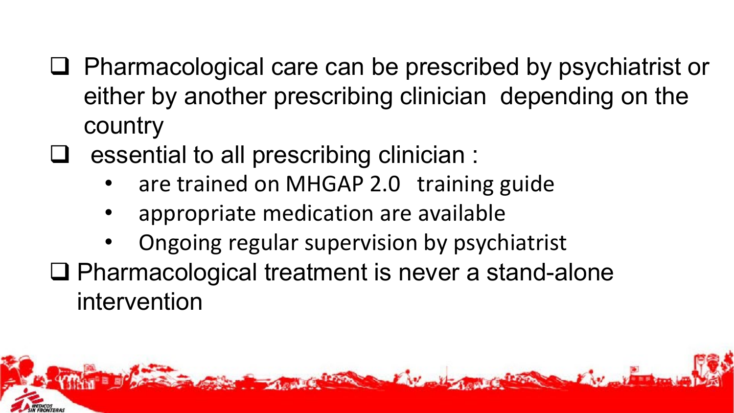- Pharmacological care can be prescribed by psychiatrist or either by another prescribing clinician  depending on the country
- essential to all prescribing clinician :
    - are trained on MHGAP 2.0   training guide
    - appropriate medication are available
    - Ongoing regular supervision by psychiatrist
- Pharmacological treatment is never a stand-alone intervention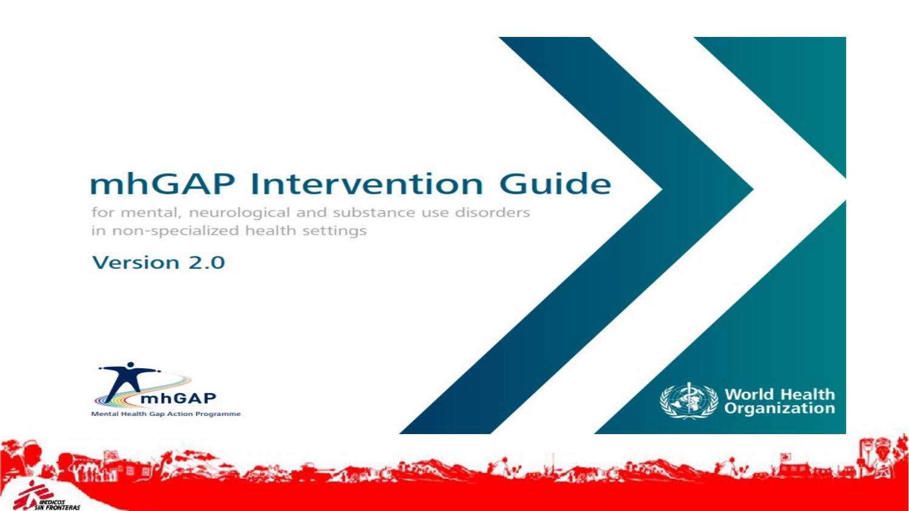# mhGAP Intervention Guide

for mental, neurological and substance use disorders
in non-specialized health settings

## Version 2.0

mhGAP
Mental Health Gap Action Programme

World Health Organization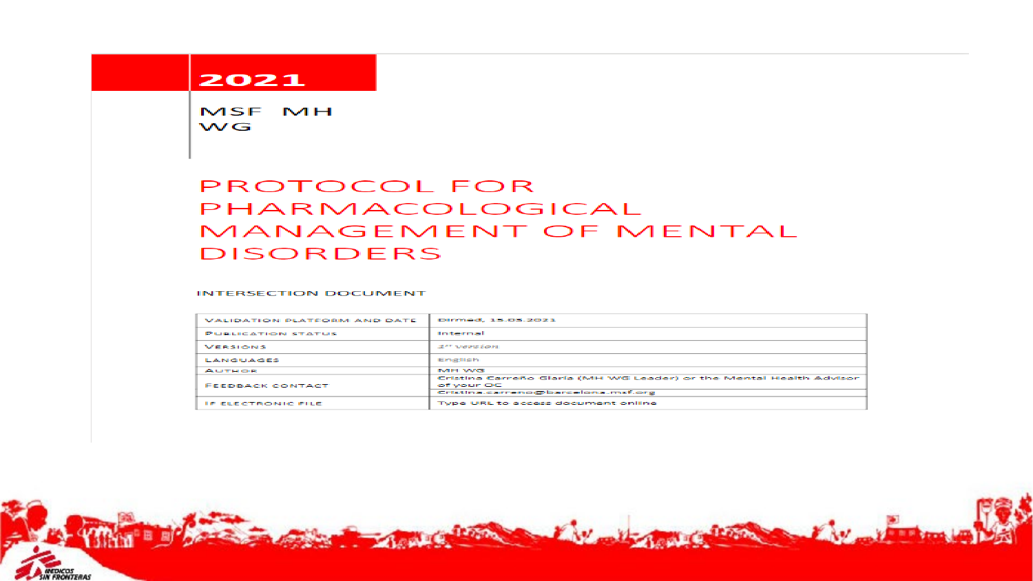**2021**

MSF MH WG

# PROTOCOL FOR PHARMACOLOGICAL MANAGEMENT OF MENTAL DISORDERS

INTERSECTION DOCUMENT

| | |
|---|---|
| VALIDATION PLATFORM AND DATE | Dirmed, 15.05.2021 |
| PUBLICATION STATUS | Internal |
| VERSIONS | 1st version |
| LANGUAGES | English |
| AUTHOR | MH WG |
| FEEDBACK CONTACT | Cristina Carreño Glaria (MH WG Leader) or the Mental Health Advisor of your OC |
| | Cristina.carreno@barcelona.msf.org |
| IF ELECTRONIC FILE | Type URL to access document online |

MEDICOS SIN FRONTERAS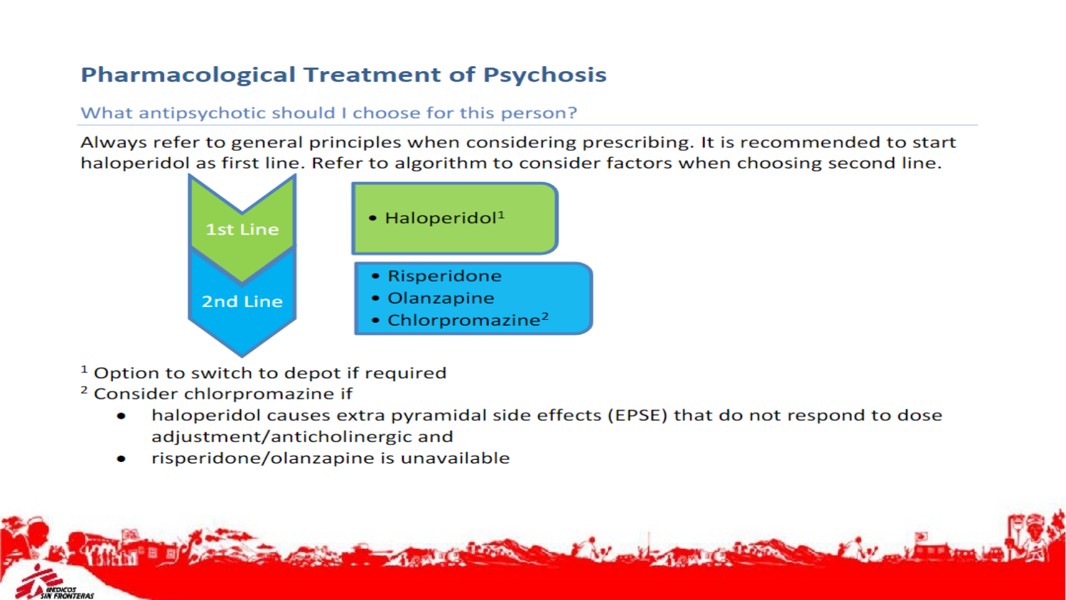# Pharmacological Treatment of Psychosis

## What antipsychotic should I choose for this person?

Always refer to general principles when considering prescribing. It is recommended to start haloperidol as first line. Refer to algorithm to consider factors when choosing second line.

**1st Line**

- Haloperidol[1]

**2nd Line**

- Risperidone
- Olanzapine
- Chlorpromazine[2]

[1] Option to switch to depot if required

[2] Consider chlorpromazine if

- haloperidol causes extra pyramidal side effects (EPSE) that do not respond to dose adjustment/anticholinergic and
- risperidone/olanzapine is unavailable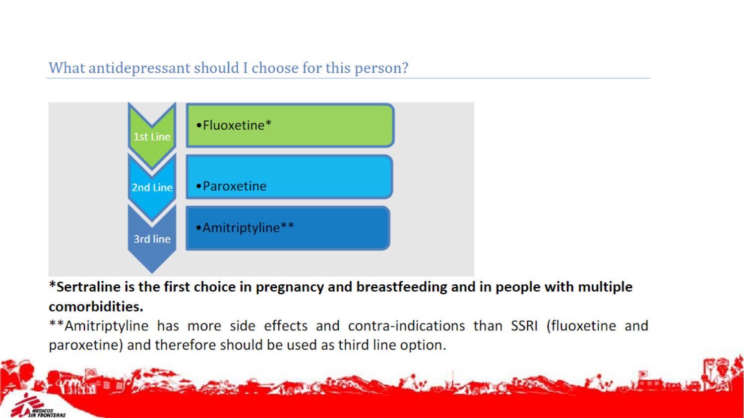## What antidepressant should I choose for this person?

| | |
|---|---|
| 1st Line | • Fluoxetine* |
| 2nd Line | • Paroxetine |
| 3rd line | • Amitriptyline** |

***Sertraline is the first choice in pregnancy and breastfeeding and in people with multiple comorbidities.**

**Amitriptyline has more side effects and contra-indications than SSRI (fluoxetine and paroxetine) and therefore should be used as third line option.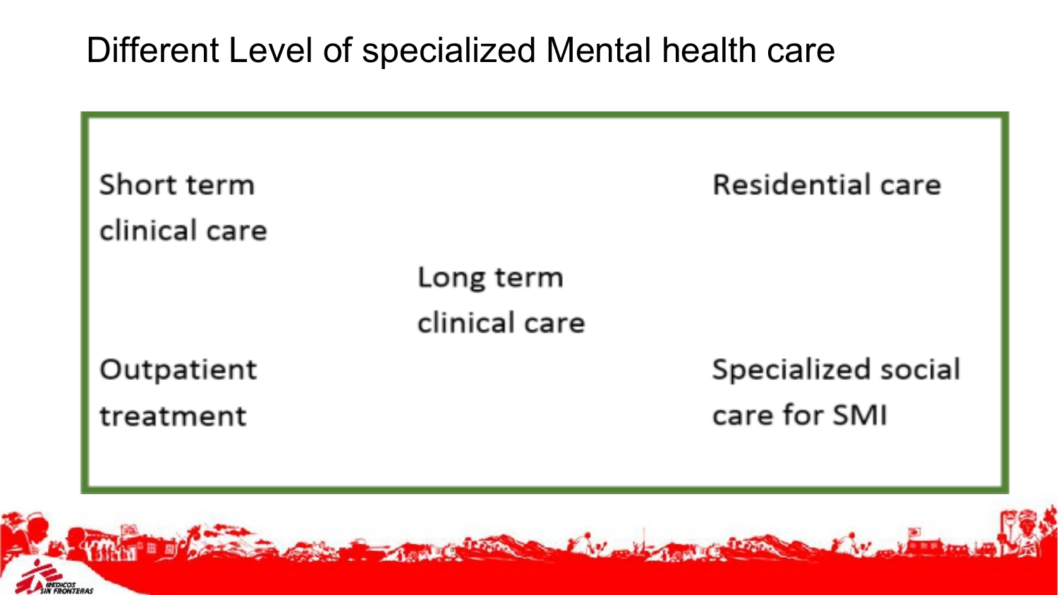# Different Level of specialized Mental health care

Short term clinical care

Residential care

Long term clinical care

Outpatient treatment

Specialized social care for SMI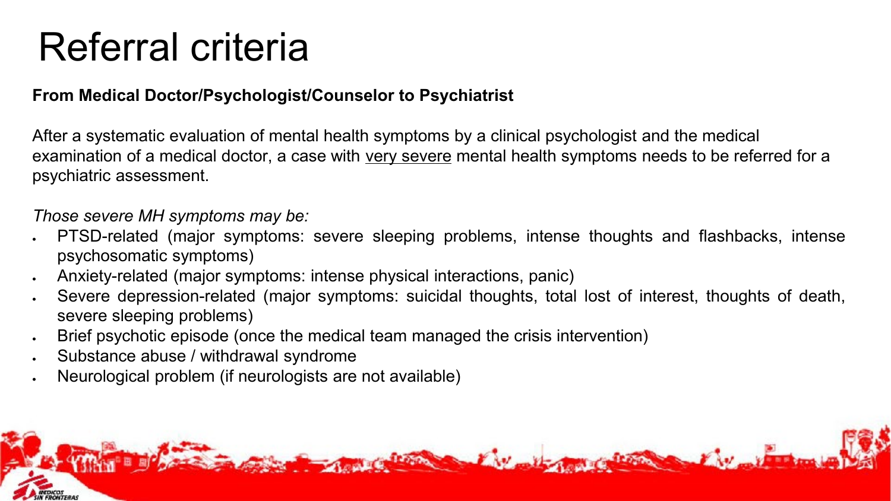# Referral criteria

**From Medical Doctor/Psychologist/Counselor to Psychiatrist**

After a systematic evaluation of mental health symptoms by a clinical psychologist and the medical examination of a medical doctor, a case with <u>very severe</u> mental health symptoms needs to be referred for a psychiatric assessment.

*Those severe MH symptoms may be:*

- PTSD-related (major symptoms: severe sleeping problems, intense thoughts and flashbacks, intense psychosomatic symptoms)
- Anxiety-related (major symptoms: intense physical interactions, panic)
- Severe depression-related (major symptoms: suicidal thoughts, total lost of interest, thoughts of death, severe sleeping problems)
- Brief psychotic episode (once the medical team managed the crisis intervention)
- Substance abuse / withdrawal syndrome
- Neurological problem (if neurologists are not available)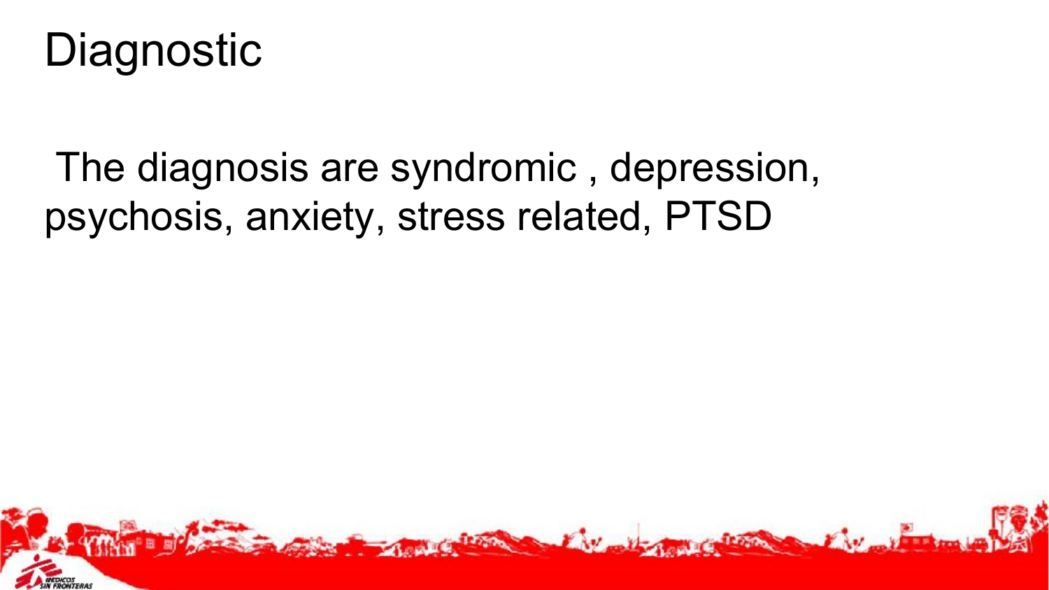# Diagnostic

The diagnosis are syndromic , depression, psychosis, anxiety, stress related, PTSD